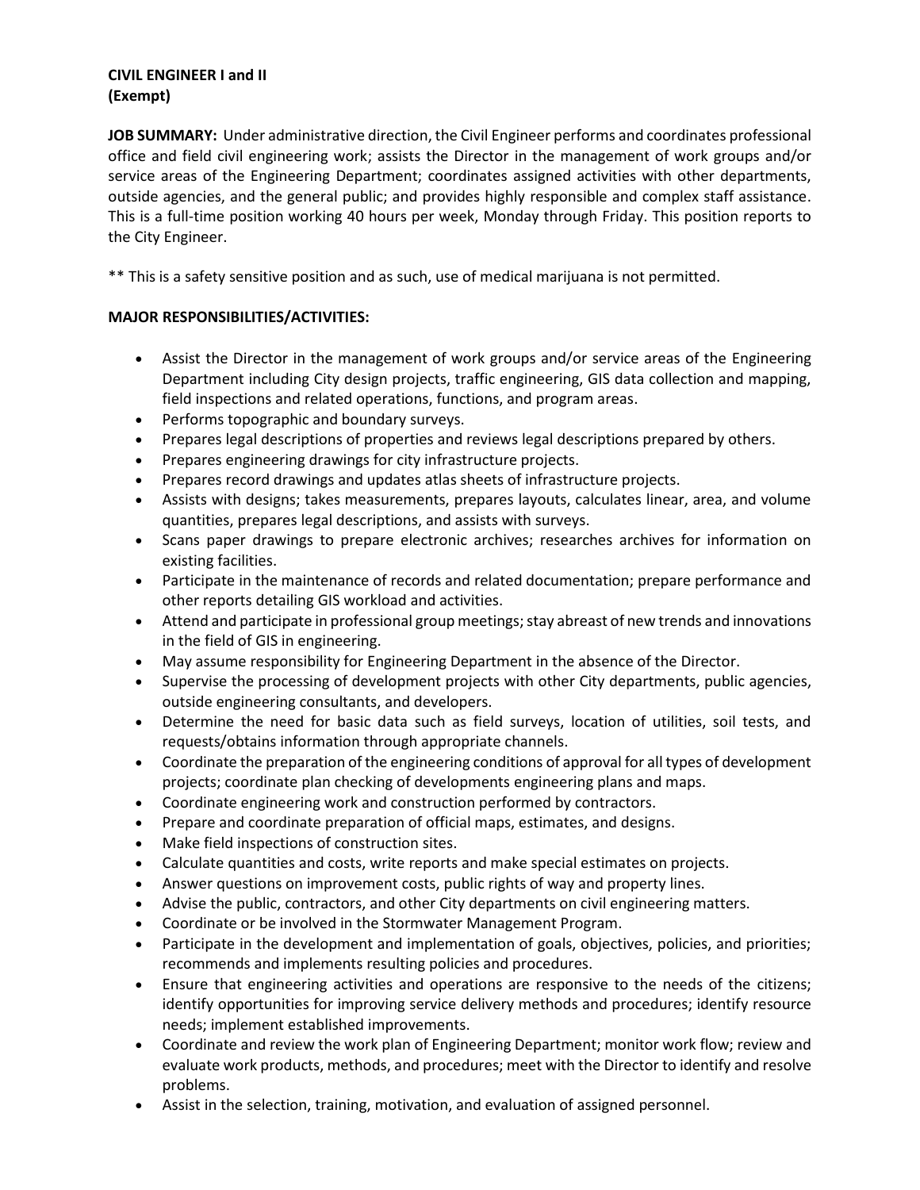**CIVIL ENGINEER I and II**
**(Exempt)**

**JOB SUMMARY:** Under administrative direction, the Civil Engineer performs and coordinates professional office and field civil engineering work; assists the Director in the management of work groups and/or service areas of the Engineering Department; coordinates assigned activities with other departments, outside agencies, and the general public; and provides highly responsible and complex staff assistance. This is a full-time position working 40 hours per week, Monday through Friday. This position reports to the City Engineer.

** This is a safety sensitive position and as such, use of medical marijuana is not permitted.

**MAJOR RESPONSIBILITIES/ACTIVITIES:**

- Assist the Director in the management of work groups and/or service areas of the Engineering Department including City design projects, traffic engineering, GIS data collection and mapping, field inspections and related operations, functions, and program areas.
- Performs topographic and boundary surveys.
- Prepares legal descriptions of properties and reviews legal descriptions prepared by others.
- Prepares engineering drawings for city infrastructure projects.
- Prepares record drawings and updates atlas sheets of infrastructure projects.
- Assists with designs; takes measurements, prepares layouts, calculates linear, area, and volume quantities, prepares legal descriptions, and assists with surveys.
- Scans paper drawings to prepare electronic archives; researches archives for information on existing facilities.
- Participate in the maintenance of records and related documentation; prepare performance and other reports detailing GIS workload and activities.
- Attend and participate in professional group meetings; stay abreast of new trends and innovations in the field of GIS in engineering.
- May assume responsibility for Engineering Department in the absence of the Director.
- Supervise the processing of development projects with other City departments, public agencies, outside engineering consultants, and developers.
- Determine the need for basic data such as field surveys, location of utilities, soil tests, and requests/obtains information through appropriate channels.
- Coordinate the preparation of the engineering conditions of approval for all types of development projects; coordinate plan checking of developments engineering plans and maps.
- Coordinate engineering work and construction performed by contractors.
- Prepare and coordinate preparation of official maps, estimates, and designs.
- Make field inspections of construction sites.
- Calculate quantities and costs, write reports and make special estimates on projects.
- Answer questions on improvement costs, public rights of way and property lines.
- Advise the public, contractors, and other City departments on civil engineering matters.
- Coordinate or be involved in the Stormwater Management Program.
- Participate in the development and implementation of goals, objectives, policies, and priorities; recommends and implements resulting policies and procedures.
- Ensure that engineering activities and operations are responsive to the needs of the citizens; identify opportunities for improving service delivery methods and procedures; identify resource needs; implement established improvements.
- Coordinate and review the work plan of Engineering Department; monitor work flow; review and evaluate work products, methods, and procedures; meet with the Director to identify and resolve problems.
- Assist in the selection, training, motivation, and evaluation of assigned personnel.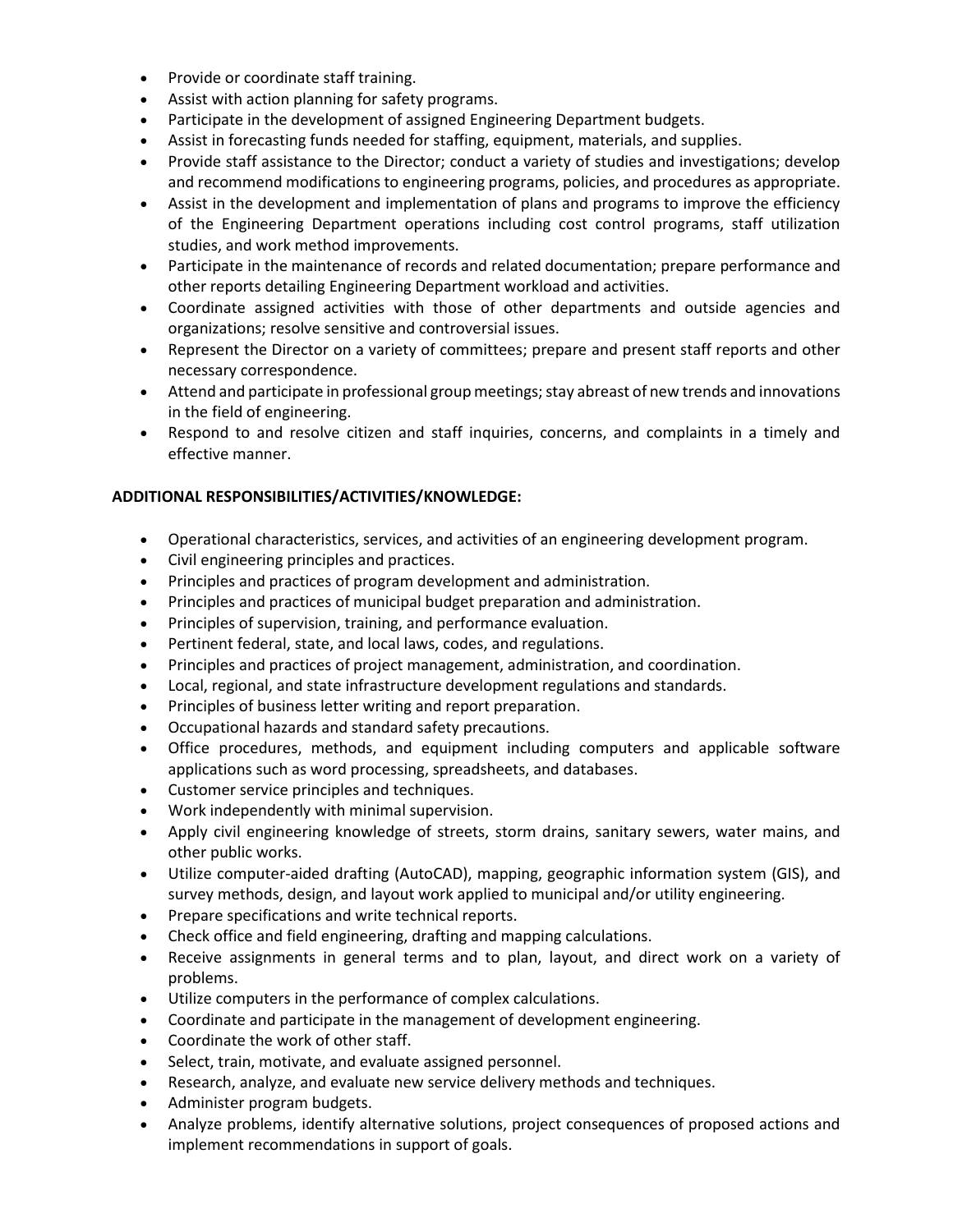- Provide or coordinate staff training.
- Assist with action planning for safety programs.
- Participate in the development of assigned Engineering Department budgets.
- Assist in forecasting funds needed for staffing, equipment, materials, and supplies.
- Provide staff assistance to the Director; conduct a variety of studies and investigations; develop and recommend modifications to engineering programs, policies, and procedures as appropriate.
- Assist in the development and implementation of plans and programs to improve the efficiency of the Engineering Department operations including cost control programs, staff utilization studies, and work method improvements.
- Participate in the maintenance of records and related documentation; prepare performance and other reports detailing Engineering Department workload and activities.
- Coordinate assigned activities with those of other departments and outside agencies and organizations; resolve sensitive and controversial issues.
- Represent the Director on a variety of committees; prepare and present staff reports and other necessary correspondence.
- Attend and participate in professional group meetings; stay abreast of new trends and innovations in the field of engineering.
- Respond to and resolve citizen and staff inquiries, concerns, and complaints in a timely and effective manner.

**ADDITIONAL RESPONSIBILITIES/ACTIVITIES/KNOWLEDGE:**

- Operational characteristics, services, and activities of an engineering development program.
- Civil engineering principles and practices.
- Principles and practices of program development and administration.
- Principles and practices of municipal budget preparation and administration.
- Principles of supervision, training, and performance evaluation.
- Pertinent federal, state, and local laws, codes, and regulations.
- Principles and practices of project management, administration, and coordination.
- Local, regional, and state infrastructure development regulations and standards.
- Principles of business letter writing and report preparation.
- Occupational hazards and standard safety precautions.
- Office procedures, methods, and equipment including computers and applicable software applications such as word processing, spreadsheets, and databases.
- Customer service principles and techniques.
- Work independently with minimal supervision.
- Apply civil engineering knowledge of streets, storm drains, sanitary sewers, water mains, and other public works.
- Utilize computer-aided drafting (AutoCAD), mapping, geographic information system (GIS), and survey methods, design, and layout work applied to municipal and/or utility engineering.
- Prepare specifications and write technical reports.
- Check office and field engineering, drafting and mapping calculations.
- Receive assignments in general terms and to plan, layout, and direct work on a variety of problems.
- Utilize computers in the performance of complex calculations.
- Coordinate and participate in the management of development engineering.
- Coordinate the work of other staff.
- Select, train, motivate, and evaluate assigned personnel.
- Research, analyze, and evaluate new service delivery methods and techniques.
- Administer program budgets.
- Analyze problems, identify alternative solutions, project consequences of proposed actions and implement recommendations in support of goals.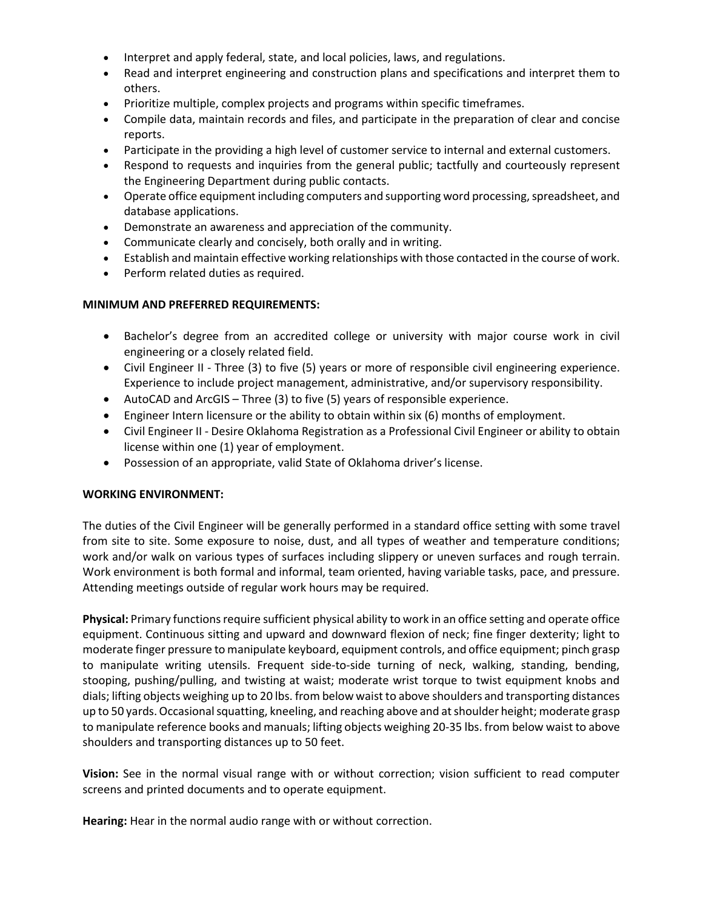- Interpret and apply federal, state, and local policies, laws, and regulations.
- Read and interpret engineering and construction plans and specifications and interpret them to others.
- Prioritize multiple, complex projects and programs within specific timeframes.
- Compile data, maintain records and files, and participate in the preparation of clear and concise reports.
- Participate in the providing a high level of customer service to internal and external customers.
- Respond to requests and inquiries from the general public; tactfully and courteously represent the Engineering Department during public contacts.
- Operate office equipment including computers and supporting word processing, spreadsheet, and database applications.
- Demonstrate an awareness and appreciation of the community.
- Communicate clearly and concisely, both orally and in writing.
- Establish and maintain effective working relationships with those contacted in the course of work.
- Perform related duties as required.

**MINIMUM AND PREFERRED REQUIREMENTS:**

- Bachelor's degree from an accredited college or university with major course work in civil engineering or a closely related field.
- Civil Engineer II - Three (3) to five (5) years or more of responsible civil engineering experience. Experience to include project management, administrative, and/or supervisory responsibility.
- AutoCAD and ArcGIS – Three (3) to five (5) years of responsible experience.
- Engineer Intern licensure or the ability to obtain within six (6) months of employment.
- Civil Engineer II - Desire Oklahoma Registration as a Professional Civil Engineer or ability to obtain license within one (1) year of employment.
- Possession of an appropriate, valid State of Oklahoma driver's license.

**WORKING ENVIRONMENT:**

The duties of the Civil Engineer will be generally performed in a standard office setting with some travel from site to site. Some exposure to noise, dust, and all types of weather and temperature conditions; work and/or walk on various types of surfaces including slippery or uneven surfaces and rough terrain. Work environment is both formal and informal, team oriented, having variable tasks, pace, and pressure. Attending meetings outside of regular work hours may be required.

**Physical:** Primary functions require sufficient physical ability to work in an office setting and operate office equipment. Continuous sitting and upward and downward flexion of neck; fine finger dexterity; light to moderate finger pressure to manipulate keyboard, equipment controls, and office equipment; pinch grasp to manipulate writing utensils. Frequent side-to-side turning of neck, walking, standing, bending, stooping, pushing/pulling, and twisting at waist; moderate wrist torque to twist equipment knobs and dials; lifting objects weighing up to 20 lbs. from below waist to above shoulders and transporting distances up to 50 yards. Occasional squatting, kneeling, and reaching above and at shoulder height; moderate grasp to manipulate reference books and manuals; lifting objects weighing 20-35 lbs. from below waist to above shoulders and transporting distances up to 50 feet.

**Vision:** See in the normal visual range with or without correction; vision sufficient to read computer screens and printed documents and to operate equipment.

**Hearing:** Hear in the normal audio range with or without correction.